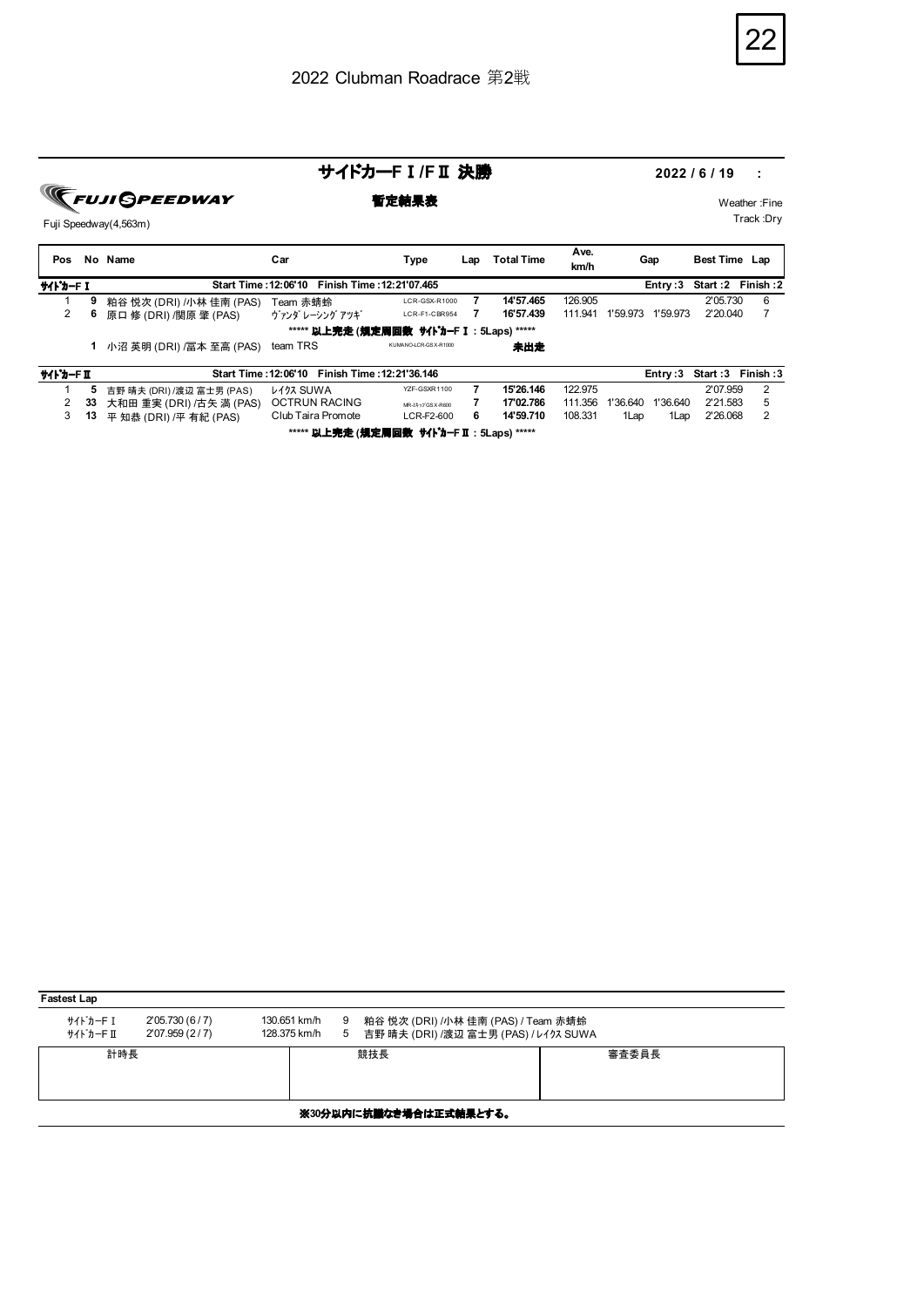2022 Clubman Roadrace 第2戦

# サイドカーFⅠ/FⅡ 決勝

**暫定結果表**

2022 / 6 / 19 :

FUJI SPEEDWAY

Fuji Speedway(4,563m)

Weather :Fine
Track :Dry

| Pos | No | Name | Car | Type | Lap | Total Time | Ave. km/h | Gap | | Best Time | Lap |
|---|---|---|---|---|---|---|---|---|---|---|---|
| **ｻｲﾄﾞｶｰFⅠ** | | | Start Time :12:06'10 Finish Time :12:21'07.465 | | | | | Entry :3 | | Start :2 | Finish :2 |
| 1 | **9** | 粕谷 悦次 (DRI) /小林 佳南 (PAS) | Team 赤蜻蛉 | LCR-GSX-R1000 | **7** | **14'57.465** | 126.905 | | | 2'05.730 | 6 |
| 2 | **6** | 原口 修 (DRI) /関原 肇 (PAS) | ｳﾞｧﾝﾀﾞ ﾚｰｼﾝｸﾞ ｱﾂｷﾞ | LCR-F1-CBR954 | **7** | **16'57.439** | 111.941 | 1'59.973 | 1'59.973 | 2'20.040 | 7 |
| | | ***** 以上完走 (規定周回数 ｻｲﾄﾞｶｰFⅠ : 5Laps) ***** | | | | | | | | | |
| | **1** | 小沼 英明 (DRI) /冨本 至高 (PAS) | team TRS | KUMANO-LCR-GSX-R1000 | | **未出走** | | | | | |
| **ｻｲﾄﾞｶｰFⅡ** | | | Start Time :12:06'10 Finish Time :12:21'36.146 | | | | | Entry :3 | | Start :3 | Finish :3 |
| 1 | **5** | 吉野 晴夫 (DRI) /渡辺 富士男 (PAS) | ﾚｲｸｽ SUWA | YZF-GSXR1100 | **7** | **15'26.146** | 122.975 | | | 2'07.959 | 2 |
| 2 | **33** | 大和田 重実 (DRI) /古矢 満 (PAS) | OCTRUN RACING | MR-ｴｷｯﾌﾟGSX-R600 | **7** | **17'02.786** | 111.356 | 1'36.640 | 1'36.640 | 2'21.583 | 5 |
| 3 | **13** | 平 知恭 (DRI) /平 有紀 (PAS) | Club Taira Promote | LCR-F2-600 | **6** | **14'59.710** | 108.331 | 1Lap | 1Lap | 2'26.068 | 2 |
| | | ***** 以上完走 (規定周回数 ｻｲﾄﾞｶｰFⅡ : 5Laps) ***** | | | | | | | | | |

**Fastest Lap**

| Class | Time (Lap) | Speed | No | Name / Car |
|---|---|---|---|---|
| ｻｲﾄﾞｶｰFⅠ | 2'05.730 (6 / 7) | 130.651 km/h | 9 | 粕谷 悦次 (DRI) /小林 佳南 (PAS) / Team 赤蜻蛉 |
| ｻｲﾄﾞｶｰFⅡ | 2'07.959 (2 / 7) | 128.375 km/h | 5 | 吉野 晴夫 (DRI) /渡辺 富士男 (PAS) / ﾚｲｸｽ SUWA |

| 計時長 | 競技長 | 審査委員長 |
|---|---|---|
| | | |

**※30分以内に抗議なき場合は正式結果とする。**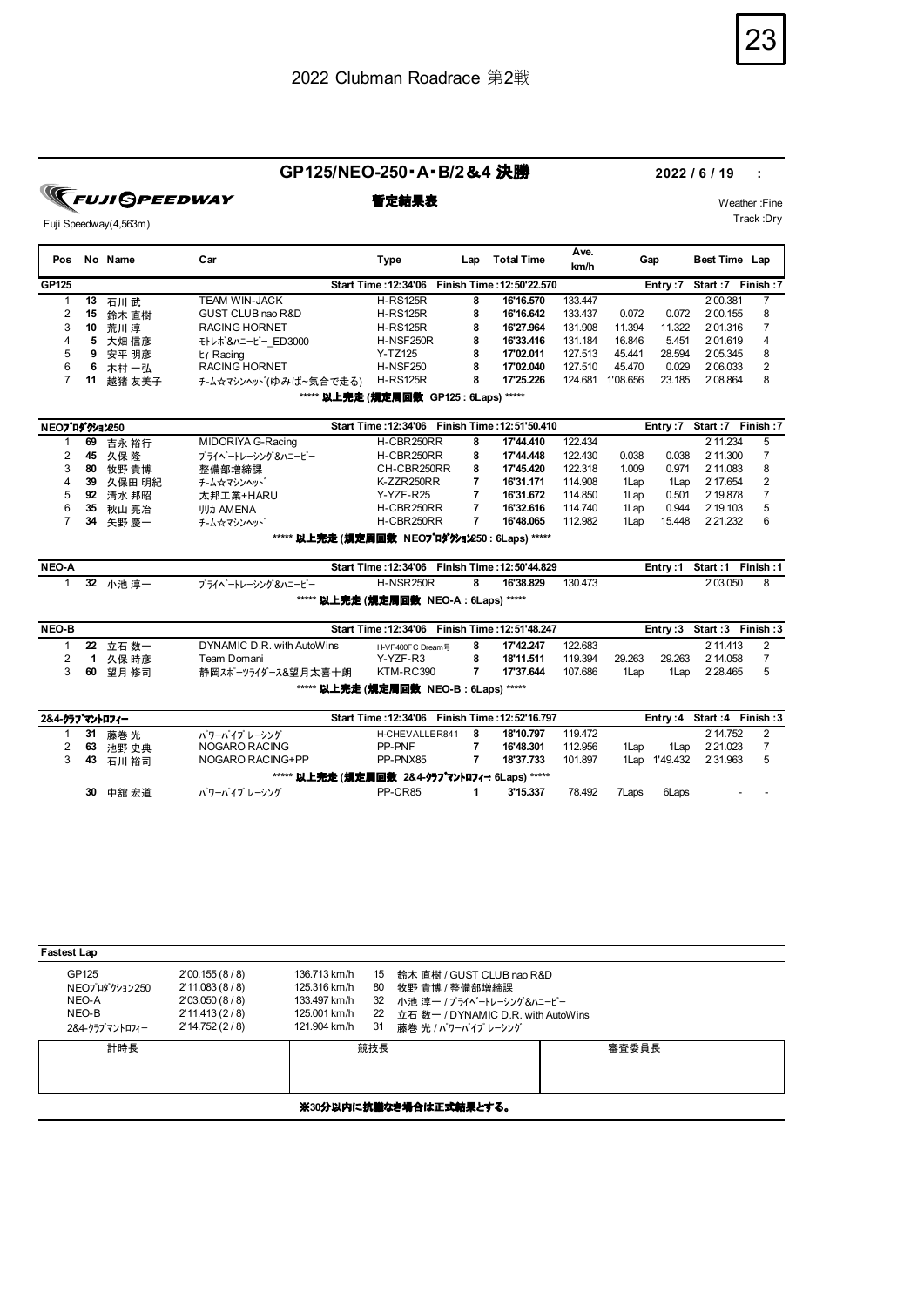2022 Clubman Roadrace 第2戦

## GP125/NEO-250・A・B/2&4 決勝

2022 / 6 / 19 :

FUJI SPEEDWAY

Fuji Speedway(4,563m)

**暫定結果表**

Weather :Fine
Track :Dry

| Pos | No | Name | Car | Type | Lap | Total Time | Ave. km/h | Gap | | Best Time | Lap |
|---|---|---|---|---|---|---|---|---|---|---|---|
| **GP125** | | | | Start Time : 12:34'06 | | Finish Time : 12:50'22.570 | | Entry : 7 | | Start : 7 | Finish : 7 |
| 1 | 13 | 石川 武 | TEAM WIN-JACK | H-RS125R | 8 | 16'16.570 | 133.447 | | | 2'00.381 | 7 |
| 2 | 15 | 鈴木 直樹 | GUST CLUB nao R&D | H-RS125R | 8 | 16'16.642 | 133.437 | 0.072 | 0.072 | 2'00.155 | 8 |
| 3 | 10 | 荒川 淳 | RACING HORNET | H-RS125R | 8 | 16'27.964 | 131.908 | 11.394 | 11.322 | 2'01.316 | 7 |
| 4 | 5 | 大畑 信彦 | ﾓﾄﾚﾎﾞ&ﾊﾆｰﾋﾞｰ_ED3000 | H-NSF250R | 8 | 16'33.416 | 131.184 | 16.846 | 5.451 | 2'01.619 | 4 |
| 5 | 9 | 安平 明彦 | ﾋｨ Racing | Y-TZ125 | 8 | 17'02.011 | 127.513 | 45.441 | 28.594 | 2'05.345 | 8 |
| 6 | 6 | 木村 一弘 | RACING HORNET | H-NSF250 | 8 | 17'02.040 | 127.510 | 45.470 | 0.029 | 2'06.033 | 2 |
| 7 | 11 | 越猪 友美子 | ﾁｰﾑ☆ﾏｼﾝﾍｯﾄﾞ(ゆみぱ~気合で走る) | H-RS125R | 8 | 17'25.226 | 124.681 | 1'08.656 | 23.185 | 2'08.864 | 8 |
| | | ***** 以上完走 (規定周回数 GP125 : 6Laps) ***** | | | | | | | | | |
| **NEOﾌﾟﾛﾀﾞｸｼｮﾝ250** | | | | Start Time : 12:34'06 | | Finish Time : 12:51'50.410 | | Entry : 7 | | Start : 7 | Finish : 7 |
| 1 | 69 | 吉永 裕行 | MIDORIYA G-Racing | H-CBR250RR | 8 | 17'44.410 | 122.434 | | | 2'11.234 | 5 |
| 2 | 45 | 久保 隆 | ﾌﾟﾗｲﾍﾞｰﾄﾚｰｼﾝｸﾞ&ﾊﾆｰﾋﾞｰ | H-CBR250RR | 8 | 17'44.448 | 122.430 | 0.038 | 0.038 | 2'11.300 | 7 |
| 3 | 80 | 牧野 貴博 | 整備部増締課 | CH-CBR250RR | 8 | 17'45.420 | 122.318 | 1.009 | 0.971 | 2'11.083 | 8 |
| 4 | 39 | 久保田 明紀 | ﾁｰﾑ☆ﾏｼﾝﾍｯﾄﾞ | K-ZZR250RR | 7 | 16'31.171 | 114.908 | 1Lap | 1Lap | 2'17.654 | 2 |
| 5 | 92 | 清水 邦昭 | 太邦工業+HARU | Y-YZF-R25 | 7 | 16'31.672 | 114.850 | 1Lap | 0.501 | 2'19.878 | 7 |
| 6 | 35 | 秋山 亮治 | ﾘﾘｶ AMENA | H-CBR250RR | 7 | 16'32.616 | 114.740 | 1Lap | 0.944 | 2'19.103 | 5 |
| 7 | 34 | 矢野 慶一 | ﾁｰﾑ☆ﾏｼﾝﾍｯﾄﾞ | H-CBR250RR | 7 | 16'48.065 | 112.982 | 1Lap | 15.448 | 2'21.232 | 6 |
| | | ***** 以上完走 (規定周回数 NEOﾌﾟﾛﾀﾞｸｼｮﾝ250 : 6Laps) ***** | | | | | | | | | |
| **NEO-A** | | | | Start Time : 12:34'06 | | Finish Time : 12:50'44.829 | | Entry : 1 | | Start : 1 | Finish : 1 |
| 1 | 32 | 小池 淳一 | ﾌﾟﾗｲﾍﾞｰﾄﾚｰｼﾝｸﾞ&ﾊﾆｰﾋﾞｰ | H-NSR250R | 8 | 16'38.829 | 130.473 | | | 2'03.050 | 8 |
| | | ***** 以上完走 (規定周回数 NEO-A : 6Laps) ***** | | | | | | | | | |
| **NEO-B** | | | | Start Time : 12:34'06 | | Finish Time : 12:51'48.247 | | Entry : 3 | | Start : 3 | Finish : 3 |
| 1 | 22 | 立石 数一 | DYNAMIC D.R. with AutoWins | H-VF400FC Dream号 | 8 | 17'42.247 | 122.683 | | | 2'11.413 | 2 |
| 2 | 1 | 久保 時彦 | Team Domani | Y-YZF-R3 | 8 | 18'11.511 | 119.394 | 29.263 | 29.263 | 2'14.058 | 7 |
| 3 | 60 | 望月 修司 | 静岡ｽﾎﾟｰﾂﾗｲﾀﾞｰｽ&望月太喜十朗 | KTM-RC390 | 7 | 17'37.644 | 107.686 | 1Lap | 1Lap | 2'28.465 | 5 |
| | | ***** 以上完走 (規定周回数 NEO-B : 6Laps) ***** | | | | | | | | | |
| **2&4-ｸﾗﾌﾞﾏﾝﾄﾛﾌｨｰ** | | | | Start Time : 12:34'06 | | Finish Time : 12:52'16.797 | | Entry : 4 | | Start : 4 | Finish : 3 |
| 1 | 31 | 藤巻 光 | ﾊﾟﾜｰﾊﾞｲﾌﾞﾚｰｼﾝｸﾞ | H-CHEVALLER841 | 8 | 18'10.797 | 119.472 | | | 2'14.752 | 2 |
| 2 | 63 | 池野 史典 | NOGARO RACING | PP-PNF | 7 | 16'48.301 | 112.956 | 1Lap | 1Lap | 2'21.023 | 7 |
| 3 | 43 | 石川 裕司 | NOGARO RACING+PP | PP-PNX85 | 7 | 18'37.733 | 101.897 | 1Lap | 1'49.432 | 2'31.963 | 5 |
| | | ***** 以上完走 (規定周回数 2&4-ｸﾗﾌﾞﾏﾝﾄﾛﾌｨｰ 6Laps) ***** | | | | | | | | | |
| | 30 | 中舘 宏道 | ﾊﾟﾜｰﾊﾞｲﾌﾞﾚｰｼﾝｸﾞ | PP-CR85 | 1 | 3'15.337 | 78.492 | 7Laps | 6Laps | - | - |

**Fastest Lap**

| Class | Time | Speed | No | Name / Team |
|---|---|---|---|---|
| GP125 | 2'00.155 (8 / 8) | 136.713 km/h | 15 | 鈴木 直樹 / GUST CLUB nao R&D |
| NEOﾌﾟﾛﾀﾞｸｼｮﾝ250 | 2'11.083 (8 / 8) | 125.316 km/h | 80 | 牧野 貴博 / 整備部増締課 |
| NEO-A | 2'03.050 (8 / 8) | 133.497 km/h | 32 | 小池 淳一 / ﾌﾟﾗｲﾍﾞｰﾄﾚｰｼﾝｸﾞ&ﾊﾆｰﾋﾞｰ |
| NEO-B | 2'11.413 (2 / 8) | 125.001 km/h | 22 | 立石 数一 / DYNAMIC D.R. with AutoWins |
| 2&4-ｸﾗﾌﾞﾏﾝﾄﾛﾌｨｰ | 2'14.752 (2 / 8) | 121.904 km/h | 31 | 藤巻 光 / ﾊﾟﾜｰﾊﾞｲﾌﾞﾚｰｼﾝｸﾞ |

| 計時長 | 競技長 | 審査委員長 |
|---|---|---|
| | | |

**※30分以内に抗議なき場合は正式結果とする。**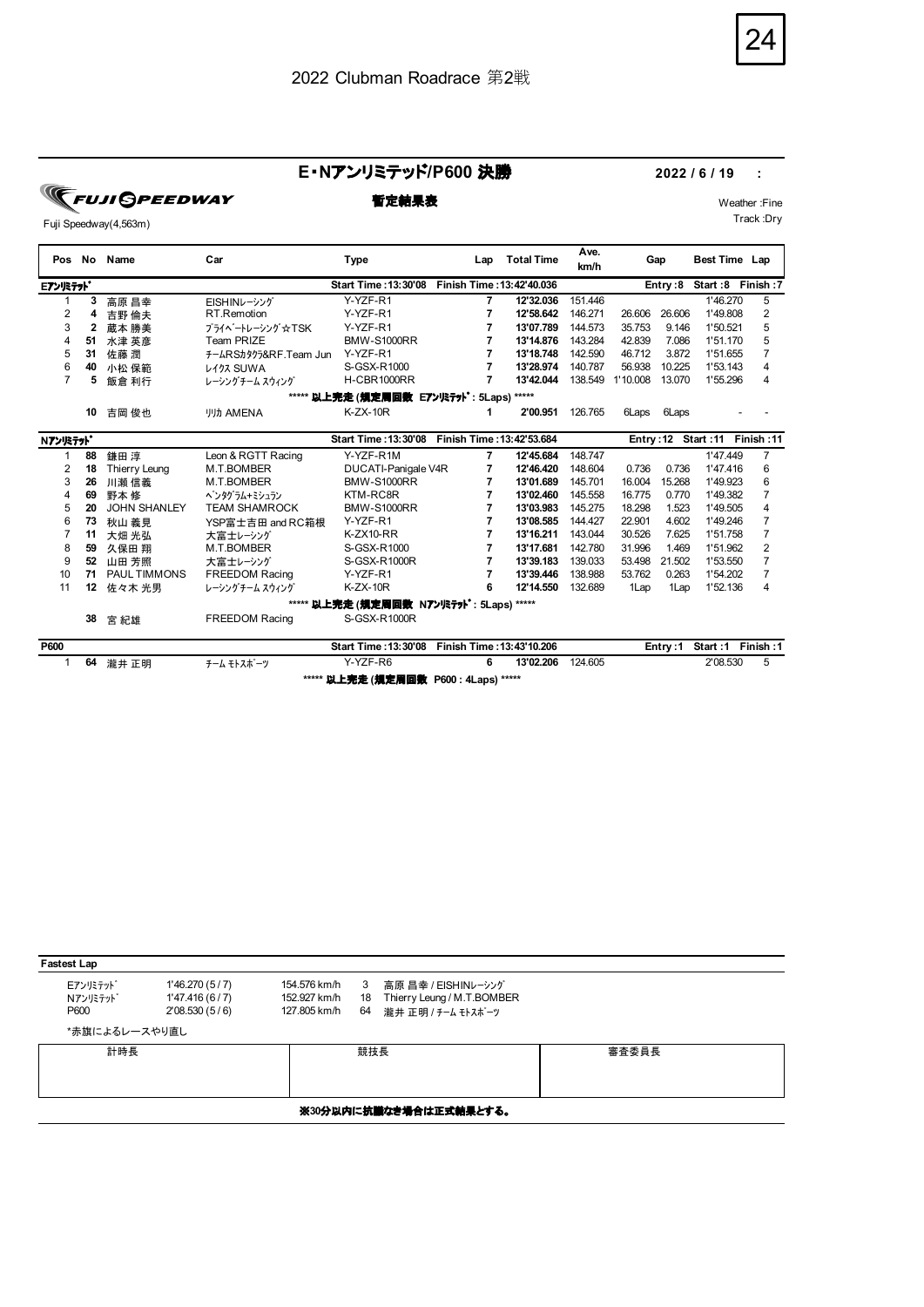2022 Clubman Roadrace 第2戦

# E・Nアンリミテッド/P600 決勝

**2022 / 6 / 19 :**

FUJI SPEEDWAY

Fuji Speedway(4,563m)

**暫定結果表**

Weather :Fine
Track :Dry

| Pos | No | Name | Car | Type | Lap | Total Time | Ave. km/h | Gap | | Best Time | Lap |
|---|---|---|---|---|---|---|---|---|---|---|---|
| **Eｱﾝﾘﾐﾃｯﾄﾞ** | | | | **Start Time : 13:30'08** | **Finish Time : 13:42'40.036** | | | **Entry : 8** | | **Start : 8** | **Finish : 7** |
| 1 | **3** | 高原 昌幸 | EISHINレーシング | Y-YZF-R1 | **7** | **12'32.036** | 151.446 | | | 1'46.270 | 5 |
| 2 | **4** | 吉野 倫夫 | RT.Remotion | Y-YZF-R1 | **7** | **12'58.642** | 146.271 | 26.606 | 26.606 | 1'49.808 | 2 |
| 3 | **2** | 蔵本 勝美 | プライベートレーシング☆TSK | Y-YZF-R1 | **7** | **13'07.789** | 144.573 | 35.753 | 9.146 | 1'50.521 | 5 |
| 4 | **51** | 水津 英彦 | Team PRIZE | BMW-S1000RR | **7** | **13'14.876** | 143.284 | 42.839 | 7.086 | 1'51.170 | 5 |
| 5 | **31** | 佐藤 潤 | チームRSカタクラ&RF.Team Jun | Y-YZF-R1 | **7** | **13'18.748** | 142.590 | 46.712 | 3.872 | 1'51.655 | 7 |
| 6 | **40** | 小松 保範 | レイクス SUWA | S-GSX-R1000 | **7** | **13'28.974** | 140.787 | 56.938 | 10.225 | 1'53.143 | 4 |
| 7 | **5** | 飯倉 利行 | レーシングチーム スウィング | H-CBR1000RR | **7** | **13'42.044** | 138.549 | 1'10.008 | 13.070 | 1'55.296 | 4 |
| | | | | ***** 以上完走 (規定周回数 Eｱﾝﾘﾐﾃｯﾄﾞ : 5Laps) ***** | | | | | | | |
| | **10** | 吉岡 俊也 | リリカ AMENA | K-ZX-10R | **1** | **2'00.951** | 126.765 | 6Laps | 6Laps | - | - |
| **Nｱﾝﾘﾐﾃｯﾄﾞ** | | | | **Start Time : 13:30'08** | **Finish Time : 13:42'53.684** | | | **Entry : 12** | | **Start : 11** | **Finish : 11** |
| 1 | **88** | 鎌田 淳 | Leon & RGTT Racing | Y-YZF-R1M | **7** | **12'45.684** | 148.747 | | | 1'47.449 | 7 |
| 2 | **18** | Thierry Leung | M.T.BOMBER | DUCATI-Panigale V4R | **7** | **12'46.420** | 148.604 | 0.736 | 0.736 | 1'47.416 | 6 |
| 3 | **26** | 川瀬 信義 | M.T.BOMBER | BMW-S1000RR | **7** | **13'01.689** | 145.701 | 16.004 | 15.268 | 1'49.923 | 6 |
| 4 | **69** | 野本 修 | ペンタグラム+ミシュラン | KTM-RC8R | **7** | **13'02.460** | 145.558 | 16.775 | 0.770 | 1'49.382 | 7 |
| 5 | **20** | JOHN SHANLEY | TEAM SHAMROCK | BMW-S1000RR | **7** | **13'03.983** | 145.275 | 18.298 | 1.523 | 1'49.505 | 4 |
| 6 | **73** | 秋山 義見 | YSP富士吉田 and RC箱根 | Y-YZF-R1 | **7** | **13'08.585** | 144.427 | 22.901 | 4.602 | 1'49.246 | 7 |
| 7 | **11** | 大畑 光弘 | 大富士レーシング | K-ZX10-RR | **7** | **13'16.211** | 143.044 | 30.526 | 7.625 | 1'51.758 | 7 |
| 8 | **59** | 久保田 翔 | M.T.BOMBER | S-GSX-R1000 | **7** | **13'17.681** | 142.780 | 31.996 | 1.469 | 1'51.962 | 2 |
| 9 | **52** | 山田 芳照 | 大富士レーシング | S-GSX-R1000R | **7** | **13'39.183** | 139.033 | 53.498 | 21.502 | 1'53.550 | 7 |
| 10 | **71** | PAUL TIMMONS | FREEDOM Racing | Y-YZF-R1 | **7** | **13'39.446** | 138.988 | 53.762 | 0.263 | 1'54.202 | 7 |
| 11 | **12** | 佐々木 光男 | レーシングチーム スウィング | K-ZX-10R | **6** | **12'14.550** | 132.689 | 1Lap | 1Lap | 1'52.136 | 4 |
| | | | | ***** 以上完走 (規定周回数 Nｱﾝﾘﾐﾃｯﾄﾞ : 5Laps) ***** | | | | | | | |
| | **38** | 宮 紀雄 | FREEDOM Racing | S-GSX-R1000R | | | | | | | |
| **P600** | | | | **Start Time : 13:30'08** | **Finish Time : 13:43'10.206** | | | **Entry : 1** | | **Start : 1** | **Finish : 1** |
| 1 | **64** | 瀧井 正明 | チーム モトスポーツ | Y-YZF-R6 | **6** | **13'02.206** | 124.605 | | | 2'08.530 | 5 |
| | | | | ***** 以上完走 (規定周回数 P600 : 4Laps) ***** | | | | | | | |

**Fastest Lap**

| | | | | |
|---|---|---|---|---|
| Eｱﾝﾘﾐﾃｯﾄﾞ | 1'46.270 (5 / 7) | 154.576 km/h | 3 | 高原 昌幸 / EISHINレーシング |
| Nｱﾝﾘﾐﾃｯﾄﾞ | 1'47.416 (6 / 7) | 152.927 km/h | 18 | Thierry Leung / M.T.BOMBER |
| P600 | 2'08.530 (5 / 6) | 127.805 km/h | 64 | 瀧井 正明 / チーム モトスポーツ |

*赤旗によるレースやり直し

| 計時長 | 競技長 | 審査委員長 |
|---|---|---|
| | | |

**※30分以内に抗議なき場合は正式結果とする。**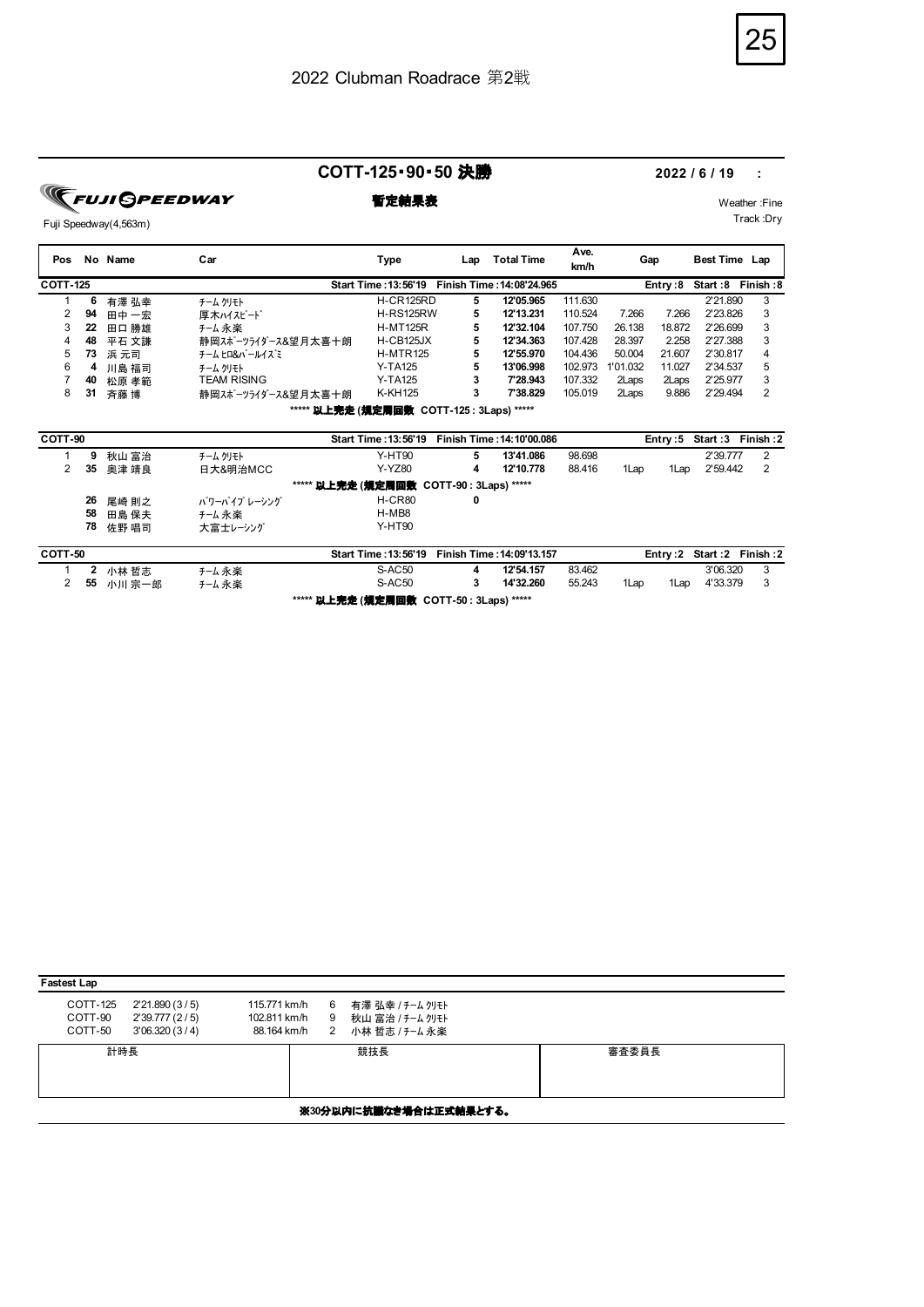## 2022 Clubman Roadrace 第2戦

# COTT-125・90・50 決勝

**2022 / 6 / 19 :**

FUJI SPEEDWAY

Fuji Speedway(4,563m)

**暫定結果表**

Weather :Fine
Track :Dry

| Pos | No | Name | Car | Type | Lap | Total Time | Ave. km/h | Gap | | Best Time | Lap |
|---|---|---|---|---|---|---|---|---|---|---|---|
| **COTT-125** | | | | **Start Time : 13:56'19** | **Finish Time : 14:08'24.965** | | | **Entry : 8** | | **Start : 8** | **Finish : 8** |
| 1 | **6** | 有澤 弘幸 | ﾁｰﾑ ｸﾘﾓﾄ | H-CR125RD | 5 | 12'05.965 | 111.630 | | | 2'21.890 | 3 |
| 2 | **94** | 田中 一宏 | 厚木ﾊｲｽﾋﾟｰﾄﾞ | H-RS125RW | 5 | 12'13.231 | 110.524 | 7.266 | 7.266 | 2'23.826 | 3 |
| 3 | **22** | 田口 勝雄 | ﾁｰﾑ 永楽 | H-MT125R | 5 | 12'32.104 | 107.750 | 26.138 | 18.872 | 2'26.699 | 3 |
| 4 | **48** | 平石 文謙 | 静岡ｽﾎﾟｰﾂﾗｲﾀﾞｰｽ&望月太喜十朗 | H-CB125JX | 5 | 12'34.363 | 107.428 | 28.397 | 2.258 | 2'27.388 | 3 |
| 5 | **73** | 浜 元司 | ﾁｰﾑ ﾋﾛ&ﾊﾟｰﾙｲｽﾞﾐ | H-MTR125 | 5 | 12'55.970 | 104.436 | 50.004 | 21.607 | 2'30.817 | 4 |
| 6 | **4** | 川島 福司 | ﾁｰﾑ ｸﾘﾓﾄ | Y-TA125 | 5 | 13'06.998 | 102.973 | 1'01.032 | 11.027 | 2'34.537 | 5 |
| 7 | **40** | 松原 孝範 | TEAM RISING | Y-TA125 | 3 | 7'28.943 | 107.332 | 2Laps | 2Laps | 2'25.977 | 3 |
| 8 | **31** | 斉藤 博 | 静岡ｽﾎﾟｰﾂﾗｲﾀﾞｰｽ&望月太喜十朗 | K-KH125 | 3 | 7'38.829 | 105.019 | 2Laps | 9.886 | 2'29.494 | 2 |
| | | | ***** 以上完走 (規定周回数 COTT-125 : 3Laps) ***** | | | | | | | | |
| **COTT-90** | | | | **Start Time : 13:56'19** | **Finish Time : 14:10'00.086** | | | **Entry : 5** | | **Start : 3** | **Finish : 2** |
| 1 | **9** | 秋山 富治 | ﾁｰﾑ ｸﾘﾓﾄ | Y-HT90 | 5 | 13'41.086 | 98.698 | | | 2'39.777 | 2 |
| 2 | **35** | 奥津 靖良 | 日大&明治MCC | Y-YZ80 | 4 | 12'10.778 | 88.416 | 1Lap | 1Lap | 2'59.442 | 2 |
| | | | ***** 以上完走 (規定周回数 COTT-90 : 3Laps) ***** | | | | | | | | |
| | **26** | 尾崎 則之 | ﾊﾟﾜｰﾊﾟｲﾌﾟ ﾚｰｼﾝｸﾞ | H-CR80 | 0 | | | | | | |
| | **58** | 田島 保夫 | ﾁｰﾑ 永楽 | H-MB8 | | | | | | | |
| | **78** | 佐野 唱司 | 大富士ﾚｰｼﾝｸﾞ | Y-HT90 | | | | | | | |
| **COTT-50** | | | | **Start Time : 13:56'19** | **Finish Time : 14:09'13.157** | | | **Entry : 2** | | **Start : 2** | **Finish : 2** |
| 1 | **2** | 小林 哲志 | ﾁｰﾑ 永楽 | S-AC50 | 4 | 12'54.157 | 83.462 | | | 3'06.320 | 3 |
| 2 | **55** | 小川 宗一郎 | ﾁｰﾑ 永楽 | S-AC50 | 3 | 14'32.260 | 55.243 | 1Lap | 1Lap | 4'33.379 | 3 |
| | | | ***** 以上完走 (規定周回数 COTT-50 : 3Laps) ***** | | | | | | | | |

**Fastest Lap**

| Class | Time | Speed | No | Name |
|---|---|---|---|---|
| COTT-125 | 2'21.890 (3 / 5) | 115.771 km/h | 6 | 有澤 弘幸 / ﾁｰﾑ ｸﾘﾓﾄ |
| COTT-90 | 2'39.777 (2 / 5) | 102.811 km/h | 9 | 秋山 富治 / ﾁｰﾑ ｸﾘﾓﾄ |
| COTT-50 | 3'06.320 (3 / 4) | 88.164 km/h | 2 | 小林 哲志 / ﾁｰﾑ 永楽 |

| 計時長 | 競技長 | 審査委員長 |
|---|---|---|
| | | |

**※30分以内に抗議なき場合は正式結果とする。**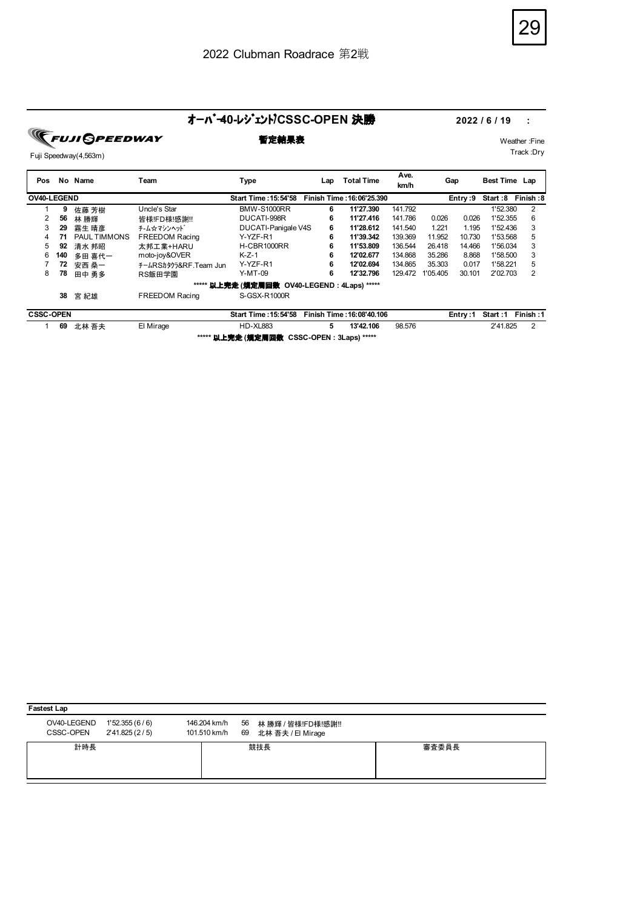2022 Clubman Roadrace 第2戦

## ｵｰﾊﾞｰ40-ﾚｼﾞｪﾝﾄﾞ/CSSC-OPEN 決勝

2022 / 6 / 19 :

FUJI SPEEDWAY

Fuji Speedway(4,563m)

**暫定結果表**

Weather :Fine
Track :Dry

| Pos | No | Name | Team | Type | Lap | Total Time | Ave. km/h | Gap | | Best Time | Lap |
|---|---|---|---|---|---|---|---|---|---|---|---|
| **OV40-LEGEND** | | | | **Start Time : 15:54'58** | **Finish Time : 16:06'25.390** | | | | **Entry : 9** | **Start : 8** | **Finish : 8** |
| 1 | **9** | 佐藤 芳樹 | Uncle's Star | BMW-S1000RR | **6** | **11'27.390** | 141.792 | | | 1'52.380 | 2 |
| 2 | **56** | 林 勝輝 | 皆様!FD様!感謝!! | DUCATI-998R | **6** | **11'27.416** | 141.786 | 0.026 | 0.026 | 1'52.355 | 6 |
| 3 | **29** | 霧生 晴彦 | ﾁｰﾑ☆ﾏｼﾝﾍｯﾄﾞ | DUCATI-Panigale V4S | **6** | **11'28.612** | 141.540 | 1.221 | 1.195 | 1'52.436 | 3 |
| 4 | **71** | PAUL TIMMONS | FREEDOM Racing | Y-YZF-R1 | **6** | **11'39.342** | 139.369 | 11.952 | 10.730 | 1'53.568 | 5 |
| 5 | **92** | 清水 邦昭 | 太邦工業+HARU | H-CBR1000RR | **6** | **11'53.809** | 136.544 | 26.418 | 14.466 | 1'56.034 | 3 |
| 6 | **140** | 多田 喜代一 | moto-joy&OVER | K-Z-1 | **6** | **12'02.677** | 134.868 | 35.286 | 8.868 | 1'58.500 | 3 |
| 7 | **72** | 安西 桑一 | ﾁｰﾑRSｶﾀｸﾗ&RF.Team Jun | Y-YZF-R1 | **6** | **12'02.694** | 134.865 | 35.303 | 0.017 | 1'58.221 | 5 |
| 8 | **78** | 田中 勇多 | RS飯田学園 | Y-MT-09 | **6** | **12'32.796** | 129.472 | 1'05.405 | 30.101 | 2'02.703 | 2 |
| | | | | ***** **以上完走 (規定周回数 OV40-LEGEND : 4Laps)** ***** | | | | | | | |
| | **38** | 宮 紀雄 | FREEDOM Racing | S-GSX-R1000R | | | | | | | |
| **CSSC-OPEN** | | | | **Start Time : 15:54'58** | **Finish Time : 16:08'40.106** | | | | **Entry : 1** | **Start : 1** | **Finish : 1** |
| 1 | **69** | 北林 吾夫 | El Mirage | HD-XL883 | **5** | **13'42.106** | 98.576 | | | 2'41.825 | 2 |
| | | | | ***** **以上完走 (規定周回数 CSSC-OPEN : 3Laps)** ***** | | | | | | | |

**Fastest Lap**

| Class | Time | Speed | No | Name / Team |
|---|---|---|---|---|
| OV40-LEGEND | 1'52.355 (6 / 6) | 146.204 km/h | 56 | 林 勝輝 / 皆様!FD様!感謝!! |
| CSSC-OPEN | 2'41.825 (2 / 5) | 101.510 km/h | 69 | 北林 吾夫 / El Mirage |

| 計時長 | 競技長 | 審査委員長 |
|---|---|---|
| | | |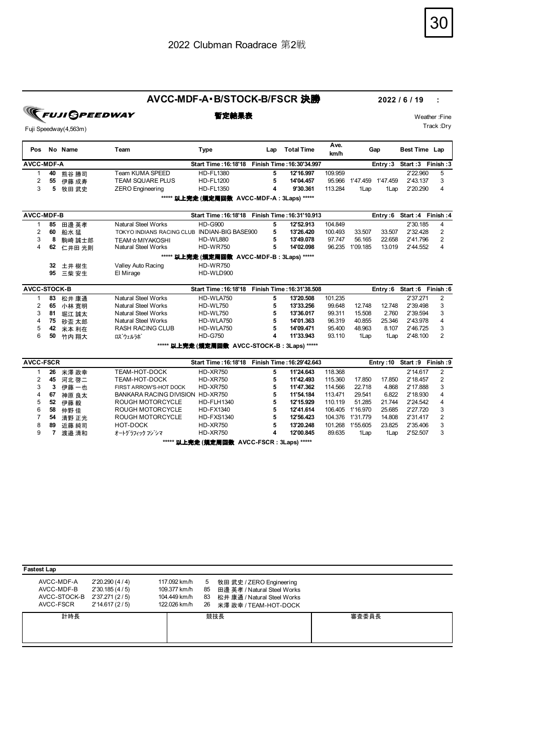2022 Clubman Roadrace 第2戦

## AVCC-MDF-A･B/STOCK-B/FSCR 決勝

2022 / 6 / 19 :

FUJI SPEEDWAY

暫定結果表

Fuji Speedway(4,563m)

Weather :Fine
Track :Dry

| Pos | No | Name | Team | Type | Lap | Total Time | Ave. km/h | Gap | | Best Time | Lap |
|---|---|---|---|---|---|---|---|---|---|---|---|
| **AVCC-MDF-A** | | | | Start Time : 16:18'18 | Finish Time : 16:30'34.997 | | | | Entry : 3 | Start : 3 | Finish : 3 |
| 1 | 40 | 熊谷 勝司 | Team KUMA SPEED | HD-FL1380 | 5 | 12'16.997 | 109.959 | | | 2'22.960 | 5 |
| 2 | 55 | 伊藤 成寿 | TEAM SQUARE PLUS | HD-FL1200 | 5 | 14'04.457 | 95.966 | 1'47.459 | 1'47.459 | 2'43.137 | 3 |
| 3 | 5 | 牧田 武史 | ZERO Engineering | HD-FL1350 | 4 | 9'30.361 | 113.284 | 1Lap | 1Lap | 2'20.290 | 4 |
| | | | ***** 以上完走 (規定周回数 AVCC-MDF-A : 3Laps) ***** | | | | | | | | |
| **AVCC-MDF-B** | | | | Start Time : 16:18'18 | Finish Time : 16:31'10.913 | | | | Entry : 6 | Start : 4 | Finish : 4 |
| 1 | 85 | 田邊 英孝 | Natural Steel Works | HD-G900 | 5 | 12'52.913 | 104.849 | | | 2'30.185 | 4 |
| 2 | 60 | 船水 猛 | TOKYO INDIANS RACING CLUB | INDIAN-BIG BASE900 | 5 | 13'26.420 | 100.493 | 33.507 | 33.507 | 2'32.428 | 2 |
| 3 | 8 | 駒崎 誠士郎 | TEAM☆MIYAKOSHI | HD-WL880 | 5 | 13'49.078 | 97.747 | 56.165 | 22.658 | 2'41.796 | 2 |
| 4 | 62 | 仁井田 光則 | Natural Steel Works | HD-WR750 | 5 | 14'02.098 | 96.235 | 1'09.185 | 13.019 | 2'44.552 | 4 |
| | | | ***** 以上完走 (規定周回数 AVCC-MDF-B : 3Laps) ***** | | | | | | | | |
| | 32 | 土井 樹生 | Valley Auto Racing | HD-WR750 | | | | | | | |
| | 95 | 三柴 安生 | El Mirage | HD-WLD900 | | | | | | | |
| **AVCC-STOCK-B** | | | | Start Time : 16:18'18 | Finish Time : 16:31'38.508 | | | | Entry : 6 | Start : 6 | Finish : 6 |
| 1 | 83 | 松井 康通 | Natural Steel Works | HD-WLA750 | 5 | 13'20.508 | 101.235 | | | 2'37.271 | 2 |
| 2 | 65 | 小林 寛明 | Natural Steel Works | HD-WL750 | 5 | 13'33.256 | 99.648 | 12.748 | 12.748 | 2'39.498 | 3 |
| 3 | 81 | 堀江 誠太 | Natural Steel Works | HD-WL750 | 5 | 13'36.017 | 99.311 | 15.508 | 2.760 | 2'39.594 | 3 |
| 4 | 75 | 砂盃 太郎 | Natural Steel Works | HD-WLA750 | 5 | 14'01.363 | 96.319 | 40.855 | 25.346 | 2'43.978 | 4 |
| 5 | 42 | 米本 利在 | RASH RACING CLUB | HD-WLA750 | 5 | 14'09.471 | 95.400 | 48.963 | 8.107 | 2'46.725 | 3 |
| 6 | 50 | 竹内 翔大 | ﾛｽﾞｳｪﾙﾗﾎﾞ | HD-G750 | 4 | 11'33.943 | 93.110 | 1Lap | 1Lap | 2'48.100 | 2 |
| | | | ***** 以上完走 (規定周回数 AVCC-STOCK-B : 3Laps) ***** | | | | | | | | |
| **AVCC-FSCR** | | | | Start Time : 16:18'18 | Finish Time : 16:29'42.643 | | | | Entry : 10 | Start : 9 | Finish : 9 |
| 1 | 26 | 米澤 政幸 | TEAM-HOT-DOCK | HD-XR750 | 5 | 11'24.643 | 118.368 | | | 2'14.617 | 2 |
| 2 | 45 | 河北 啓二 | TEAM-HOT-DOCK | HD-XR750 | 5 | 11'42.493 | 115.360 | 17.850 | 17.850 | 2'18.457 | 2 |
| 3 | 3 | 伊藤 一也 | FIRST ARROW'S-HOT DOCK | HD-XR750 | 5 | 11'47.362 | 114.566 | 22.718 | 4.868 | 2'17.888 | 3 |
| 4 | 67 | 神原 良太 | BANKARA RACING DIVISION | HD-XR750 | 5 | 11'54.184 | 113.471 | 29.541 | 6.822 | 2'18.930 | 4 |
| 5 | 52 | 伊藤 毅 | ROUGH MOTORCYCLE | HD-FLH1340 | 5 | 12'15.929 | 110.119 | 51.285 | 21.744 | 2'24.542 | 4 |
| 6 | 58 | 仲野 佳 | ROUGH MOTORCYCLE | HD-FX1340 | 5 | 12'41.614 | 106.405 | 1'16.970 | 25.685 | 2'27.720 | 3 |
| 7 | 54 | 清野 正光 | ROUGH MOTORCYCLE | HD-FXS1340 | 5 | 12'56.423 | 104.376 | 1'31.779 | 14.808 | 2'31.417 | 2 |
| 8 | 89 | 近藤 純司 | HOT-DOCK | HD-XR750 | 5 | 13'20.248 | 101.268 | 1'55.605 | 23.825 | 2'35.406 | 3 |
| 9 | 7 | 渡邉 清和 | ｵｰﾄｸﾞﾗﾌｨｯｸ ﾌｼﾞｼﾏ | HD-XR750 | 4 | 12'00.845 | 89.635 | 1Lap | 1Lap | 2'52.507 | 3 |
| | | | ***** 以上完走 (規定周回数 AVCC-FSCR : 3Laps) ***** | | | | | | | | |

**Fastest Lap**

| | | | | |
|---|---|---|---|---|
| AVCC-MDF-A | 2'20.290 (4 / 4) | 117.092 km/h | 5 | 牧田 武史 / ZERO Engineering |
| AVCC-MDF-B | 2'30.185 (4 / 5) | 109.377 km/h | 85 | 田邊 英孝 / Natural Steel Works |
| AVCC-STOCK-B | 2'37.271 (2 / 5) | 104.449 km/h | 83 | 松井 康通 / Natural Steel Works |
| AVCC-FSCR | 2'14.617 (2 / 5) | 122.026 km/h | 26 | 米澤 政幸 / TEAM-HOT-DOCK |

| 計時長 | 競技長 | 審査委員長 |
|---|---|---|
| | | |